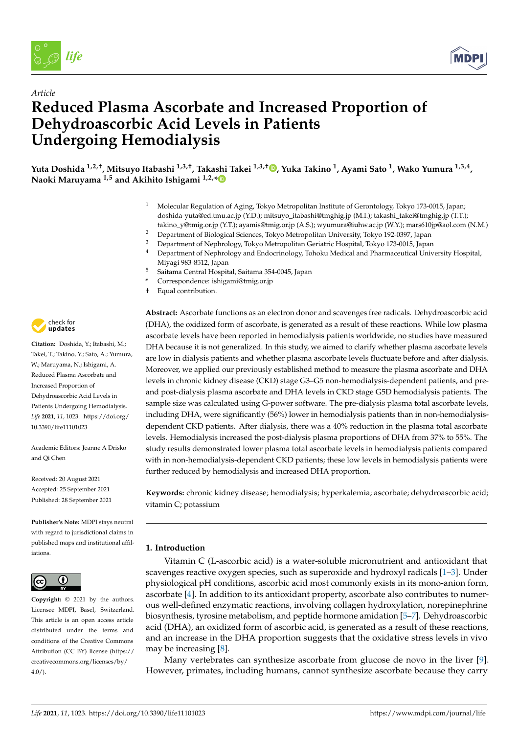Article

# Reduced Plasma Ascorbate and Increased Proportion of Dehydroascorbic Acid Levels in Patients Undergoing Hemodialysis

**Yuta Doshida [1,2,†], Mitsuyo Itabashi [1,3,†], Takashi Takei [1,3,†], Yuka Takino [1], Ayami Sato [1], Wako Yumura [1,3,4], Naoki Maruyama [1,5] and Akihito Ishigami [1,2,*]**

[1] Molecular Regulation of Aging, Tokyo Metropolitan Institute of Gerontology, Tokyo 173-0015, Japan; doshida-yuta@ed.tmu.ac.jp (Y.D.); mitsuyo_itabashi@tmghig.jp (M.I.); takashi_takei@tmghig.jp (T.T.); takino_y@tmig.or.jp (Y.T.); ayamis@tmig.or.jp (A.S.); wyumura@iuhw.ac.jp (W.Y.); mars610jp@aol.com (N.M.)
[2] Department of Biological Sciences, Tokyo Metropolitan University, Tokyo 192-0397, Japan
[3] Department of Nephrology, Tokyo Metropolitan Geriatric Hospital, Tokyo 173-0015, Japan
[4] Department of Nephrology and Endocrinology, Tohoku Medical and Pharmaceutical University Hospital, Miyagi 983-8512, Japan
[5] Saitama Central Hospital, Saitama 354-0045, Japan
* Correspondence: ishigami@tmig.or.jp
† Equal contribution.

**Citation:** Doshida, Y.; Itabashi, M.; Takei, T.; Takino, Y.; Sato, A.; Yumura, W.; Maruyama, N.; Ishigami, A. Reduced Plasma Ascorbate and Increased Proportion of Dehydroascorbic Acid Levels in Patients Undergoing Hemodialysis. *Life* **2021**, *11*, 1023. https://doi.org/10.3390/life11101023

Academic Editors: Jeanne A Drisko and Qi Chen

Received: 20 August 2021
Accepted: 25 September 2021
Published: 28 September 2021

**Publisher's Note:** MDPI stays neutral with regard to jurisdictional claims in published maps and institutional affiliations.

**Copyright:** © 2021 by the authors. Licensee MDPI, Basel, Switzerland. This article is an open access article distributed under the terms and conditions of the Creative Commons Attribution (CC BY) license (https://creativecommons.org/licenses/by/4.0/).

**Abstract:** Ascorbate functions as an electron donor and scavenges free radicals. Dehydroascorbic acid (DHA), the oxidized form of ascorbate, is generated as a result of these reactions. While low plasma ascorbate levels have been reported in hemodialysis patients worldwide, no studies have measured DHA because it is not generalized. In this study, we aimed to clarify whether plasma ascorbate levels are low in dialysis patients and whether plasma ascorbate levels fluctuate before and after dialysis. Moreover, we applied our previously established method to measure the plasma ascorbate and DHA levels in chronic kidney disease (CKD) stage G3–G5 non-hemodialysis-dependent patients, and pre- and post-dialysis plasma ascorbate and DHA levels in CKD stage G5D hemodialysis patients. The sample size was calculated using G-power software. The pre-dialysis plasma total ascorbate levels, including DHA, were significantly (56%) lower in hemodialysis patients than in non-hemodialysis-dependent CKD patients. After dialysis, there was a 40% reduction in the plasma total ascorbate levels. Hemodialysis increased the post-dialysis plasma proportions of DHA from 37% to 55%. The study results demonstrated lower plasma total ascorbate levels in hemodialysis patients compared with in non-hemodialysis-dependent CKD patients; these low levels in hemodialysis patients were further reduced by hemodialysis and increased DHA proportion.

**Keywords:** chronic kidney disease; hemodialysis; hyperkalemia; ascorbate; dehydroascorbic acid; vitamin C; potassium

## 1. Introduction

Vitamin C (L-ascorbic acid) is a water-soluble micronutrient and antioxidant that scavenges reactive oxygen species, such as superoxide and hydroxyl radicals [1–3]. Under physiological pH conditions, ascorbic acid most commonly exists in its mono-anion form, ascorbate [4]. In addition to its antioxidant property, ascorbate also contributes to numerous well-defined enzymatic reactions, involving collagen hydroxylation, norepinephrine biosynthesis, tyrosine metabolism, and peptide hormone amidation [5–7]. Dehydroascorbic acid (DHA), an oxidized form of ascorbic acid, is generated as a result of these reactions, and an increase in the DHA proportion suggests that the oxidative stress levels in vivo may be increasing [8].

Many vertebrates can synthesize ascorbate from glucose de novo in the liver [9]. However, primates, including humans, cannot synthesize ascorbate because they carry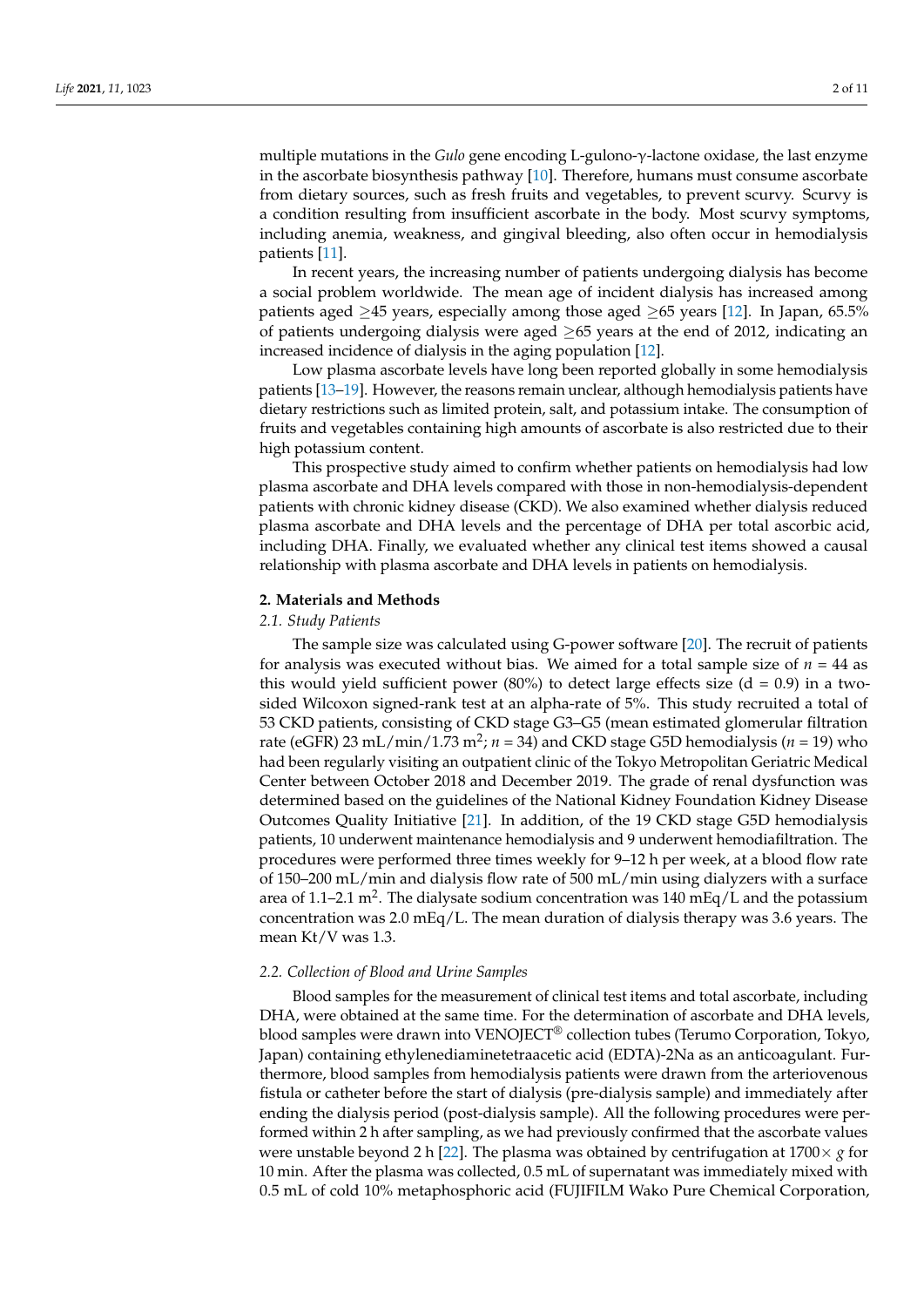multiple mutations in the *Gulo* gene encoding L-gulono-γ-lactone oxidase, the last enzyme in the ascorbate biosynthesis pathway [10]. Therefore, humans must consume ascorbate from dietary sources, such as fresh fruits and vegetables, to prevent scurvy. Scurvy is a condition resulting from insufficient ascorbate in the body. Most scurvy symptoms, including anemia, weakness, and gingival bleeding, also often occur in hemodialysis patients [11].

In recent years, the increasing number of patients undergoing dialysis has become a social problem worldwide. The mean age of incident dialysis has increased among patients aged ≥45 years, especially among those aged ≥65 years [12]. In Japan, 65.5% of patients undergoing dialysis were aged ≥65 years at the end of 2012, indicating an increased incidence of dialysis in the aging population [12].

Low plasma ascorbate levels have long been reported globally in some hemodialysis patients [13–19]. However, the reasons remain unclear, although hemodialysis patients have dietary restrictions such as limited protein, salt, and potassium intake. The consumption of fruits and vegetables containing high amounts of ascorbate is also restricted due to their high potassium content.

This prospective study aimed to confirm whether patients on hemodialysis had low plasma ascorbate and DHA levels compared with those in non-hemodialysis-dependent patients with chronic kidney disease (CKD). We also examined whether dialysis reduced plasma ascorbate and DHA levels and the percentage of DHA per total ascorbic acid, including DHA. Finally, we evaluated whether any clinical test items showed a causal relationship with plasma ascorbate and DHA levels in patients on hemodialysis.

## 2. Materials and Methods

### 2.1. Study Patients

The sample size was calculated using G-power software [20]. The recruit of patients for analysis was executed without bias. We aimed for a total sample size of $n = 44$ as this would yield sufficient power (80%) to detect large effects size ($d = 0.9$) in a two-sided Wilcoxon signed-rank test at an alpha-rate of 5%. This study recruited a total of 53 CKD patients, consisting of CKD stage G3–G5 (mean estimated glomerular filtration rate (eGFR) 23 mL/min/1.73 $m^2$; $n = 34$) and CKD stage G5D hemodialysis ($n = 19$) who had been regularly visiting an outpatient clinic of the Tokyo Metropolitan Geriatric Medical Center between October 2018 and December 2019. The grade of renal dysfunction was determined based on the guidelines of the National Kidney Foundation Kidney Disease Outcomes Quality Initiative [21]. In addition, of the 19 CKD stage G5D hemodialysis patients, 10 underwent maintenance hemodialysis and 9 underwent hemodiafiltration. The procedures were performed three times weekly for 9–12 h per week, at a blood flow rate of 150–200 mL/min and dialysis flow rate of 500 mL/min using dialyzers with a surface area of 1.1–2.1 $m^2$. The dialysate sodium concentration was 140 mEq/L and the potassium concentration was 2.0 mEq/L. The mean duration of dialysis therapy was 3.6 years. The mean Kt/V was 1.3.

### 2.2. Collection of Blood and Urine Samples

Blood samples for the measurement of clinical test items and total ascorbate, including DHA, were obtained at the same time. For the determination of ascorbate and DHA levels, blood samples were drawn into VENOJECT® collection tubes (Terumo Corporation, Tokyo, Japan) containing ethylenediaminetetraacetic acid (EDTA)-2Na as an anticoagulant. Furthermore, blood samples from hemodialysis patients were drawn from the arteriovenous fistula or catheter before the start of dialysis (pre-dialysis sample) and immediately after ending the dialysis period (post-dialysis sample). All the following procedures were performed within 2 h after sampling, as we had previously confirmed that the ascorbate values were unstable beyond 2 h [22]. The plasma was obtained by centrifugation at 1700× *g* for 10 min. After the plasma was collected, 0.5 mL of supernatant was immediately mixed with 0.5 mL of cold 10% metaphosphoric acid (FUJIFILM Wako Pure Chemical Corporation,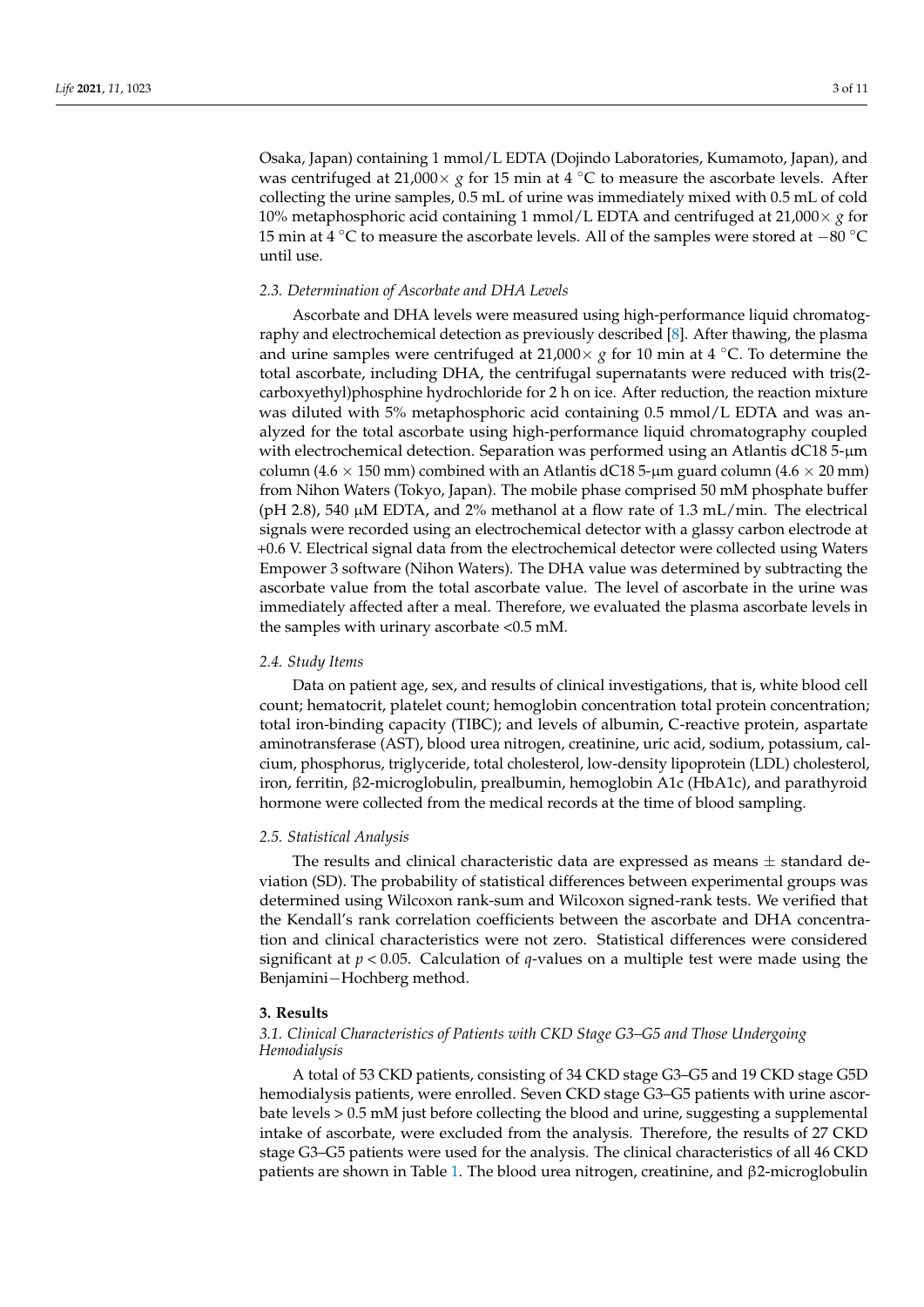Osaka, Japan) containing 1 mmol/L EDTA (Dojindo Laboratories, Kumamoto, Japan), and was centrifuged at 21,000× *g* for 15 min at 4 °C to measure the ascorbate levels. After collecting the urine samples, 0.5 mL of urine was immediately mixed with 0.5 mL of cold 10% metaphosphoric acid containing 1 mmol/L EDTA and centrifuged at 21,000× *g* for 15 min at 4 °C to measure the ascorbate levels. All of the samples were stored at −80 °C until use.

### *2.3. Determination of Ascorbate and DHA Levels*

Ascorbate and DHA levels were measured using high-performance liquid chromatography and electrochemical detection as previously described [8]. After thawing, the plasma and urine samples were centrifuged at 21,000× *g* for 10 min at 4 °C. To determine the total ascorbate, including DHA, the centrifugal supernatants were reduced with tris(2-carboxyethyl)phosphine hydrochloride for 2 h on ice. After reduction, the reaction mixture was diluted with 5% metaphosphoric acid containing 0.5 mmol/L EDTA and was analyzed for the total ascorbate using high-performance liquid chromatography coupled with electrochemical detection. Separation was performed using an Atlantis dC18 5-μm column (4.6 × 150 mm) combined with an Atlantis dC18 5-μm guard column (4.6 × 20 mm) from Nihon Waters (Tokyo, Japan). The mobile phase comprised 50 mM phosphate buffer (pH 2.8), 540 μM EDTA, and 2% methanol at a flow rate of 1.3 mL/min. The electrical signals were recorded using an electrochemical detector with a glassy carbon electrode at +0.6 V. Electrical signal data from the electrochemical detector were collected using Waters Empower 3 software (Nihon Waters). The DHA value was determined by subtracting the ascorbate value from the total ascorbate value. The level of ascorbate in the urine was immediately affected after a meal. Therefore, we evaluated the plasma ascorbate levels in the samples with urinary ascorbate <0.5 mM.

### *2.4. Study Items*

Data on patient age, sex, and results of clinical investigations, that is, white blood cell count; hematocrit, platelet count; hemoglobin concentration total protein concentration; total iron-binding capacity (TIBC); and levels of albumin, C-reactive protein, aspartate aminotransferase (AST), blood urea nitrogen, creatinine, uric acid, sodium, potassium, calcium, phosphorus, triglyceride, total cholesterol, low-density lipoprotein (LDL) cholesterol, iron, ferritin, β2-microglobulin, prealbumin, hemoglobin A1c (HbA1c), and parathyroid hormone were collected from the medical records at the time of blood sampling.

### *2.5. Statistical Analysis*

The results and clinical characteristic data are expressed as means ± standard deviation (SD). The probability of statistical differences between experimental groups was determined using Wilcoxon rank-sum and Wilcoxon signed-rank tests. We verified that the Kendall's rank correlation coefficients between the ascorbate and DHA concentration and clinical characteristics were not zero. Statistical differences were considered significant at $p < 0.05$. Calculation of $q$-values on a multiple test were made using the Benjamini−Hochberg method.

## **3. Results**

### *3.1. Clinical Characteristics of Patients with CKD Stage G3–G5 and Those Undergoing Hemodialysis*

A total of 53 CKD patients, consisting of 34 CKD stage G3–G5 and 19 CKD stage G5D hemodialysis patients, were enrolled. Seven CKD stage G3–G5 patients with urine ascorbate levels > 0.5 mM just before collecting the blood and urine, suggesting a supplemental intake of ascorbate, were excluded from the analysis. Therefore, the results of 27 CKD stage G3–G5 patients were used for the analysis. The clinical characteristics of all 46 CKD patients are shown in Table 1. The blood urea nitrogen, creatinine, and β2-microglobulin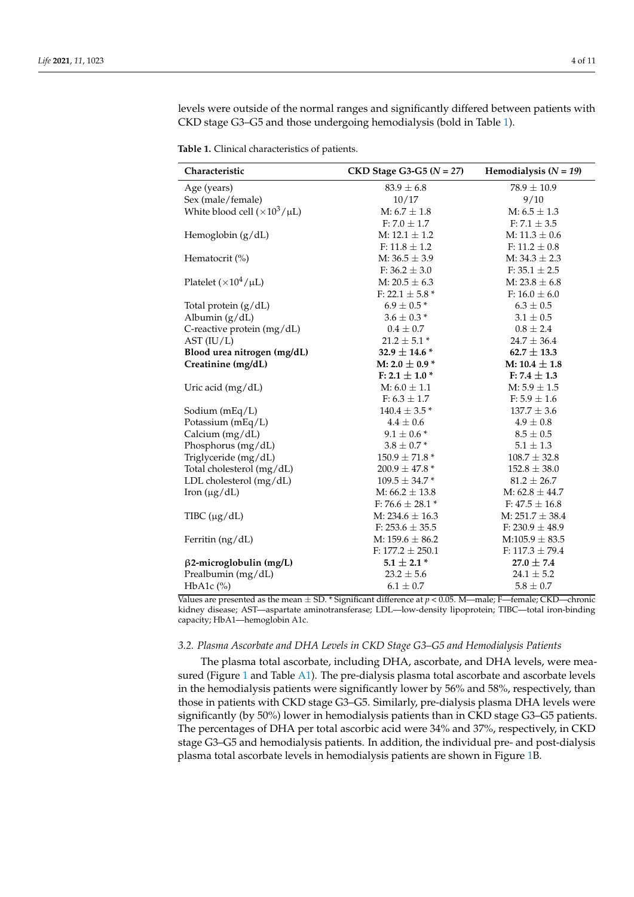levels were outside of the normal ranges and significantly differed between patients with CKD stage G3–G5 and those undergoing hemodialysis (bold in Table 1).

**Table 1.** Clinical characteristics of patients.

| Characteristic | CKD Stage G3-G5 (*N* = 27) | Hemodialysis (*N* = 19) |
|---|---|---|
| Age (years) | 83.9 ± 6.8 | 78.9 ± 10.9 |
| Sex (male/female) | 10/17 | 9/10 |
| White blood cell ($\times 10^3/\mu$L) | M: 6.7 ± 1.8 | M: 6.5 ± 1.3 |
| | F: 7.0 ± 1.7 | F: 7.1 ± 3.5 |
| Hemoglobin (g/dL) | M: 12.1 ± 1.2 | M: 11.3 ± 0.6 |
| | F: 11.8 ± 1.2 | F: 11.2 ± 0.8 |
| Hematocrit (%) | M: 36.5 ± 3.9 | M: 34.3 ± 2.3 |
| | F: 36.2 ± 3.0 | F: 35.1 ± 2.5 |
| Platelet ($\times 10^4/\mu$L) | M: 20.5 ± 6.3 | M: 23.8 ± 6.8 |
| | F: 22.1 ± 5.8 * | F: 16.0 ± 6.0 |
| Total protein (g/dL) | 6.9 ± 0.5 * | 6.3 ± 0.5 |
| Albumin (g/dL) | 3.6 ± 0.3 * | 3.1 ± 0.5 |
| C-reactive protein (mg/dL) | 0.4 ± 0.7 | 0.8 ± 2.4 |
| AST (IU/L) | 21.2 ± 5.1 * | 24.7 ± 36.4 |
| **Blood urea nitrogen (mg/dL)** | **32.9 ± 14.6 *** | **62.7 ± 13.3** |
| **Creatinine (mg/dL)** | **M: 2.0 ± 0.9 *** | **M: 10.4 ± 1.8** |
| | **F: 2.1 ± 1.0 *** | **F: 7.4 ± 1.3** |
| Uric acid (mg/dL) | M: 6.0 ± 1.1 | M: 5.9 ± 1.5 |
| | F: 6.3 ± 1.7 | F: 5.9 ± 1.6 |
| Sodium (mEq/L) | 140.4 ± 3.5 * | 137.7 ± 3.6 |
| Potassium (mEq/L) | 4.4 ± 0.6 | 4.9 ± 0.8 |
| Calcium (mg/dL) | 9.1 ± 0.6 * | 8.5 ± 0.5 |
| Phosphorus (mg/dL) | 3.8 ± 0.7 * | 5.1 ± 1.3 |
| Triglyceride (mg/dL) | 150.9 ± 71.8 * | 108.7 ± 32.8 |
| Total cholesterol (mg/dL) | 200.9 ± 47.8 * | 152.8 ± 38.0 |
| LDL cholesterol (mg/dL) | 109.5 ± 34.7 * | 81.2 ± 26.7 |
| Iron (μg/dL) | M: 66.2 ± 13.8 | M: 62.8 ± 44.7 |
| | F: 76.6 ± 28.1 * | F: 47.5 ± 16.8 |
| TIBC (μg/dL) | M: 234.6 ± 16.3 | M: 251.7 ± 38.4 |
| | F: 253.6 ± 35.5 | F: 230.9 ± 48.9 |
| Ferritin (ng/dL) | M: 159.6 ± 86.2 | M:105.9 ± 83.5 |
| | F: 177.2 ± 250.1 | F: 117.3 ± 79.4 |
| **β2-microglobulin (mg/L)** | **5.1 ± 2.1 *** | **27.0 ± 7.4** |
| Prealbumin (mg/dL) | 23.2 ± 5.6 | 24.1 ± 5.2 |
| HbA1c (%) | 6.1 ± 0.7 | 5.8 ± 0.7 |

Values are presented as the mean ± SD. * Significant difference at $p < 0.05$. M—male; F—female; CKD—chronic kidney disease; AST—aspartate aminotransferase; LDL—low-density lipoprotein; TIBC—total iron-binding capacity; HbA1—hemoglobin A1c.

### *3.2. Plasma Ascorbate and DHA Levels in CKD Stage G3–G5 and Hemodialysis Patients*

The plasma total ascorbate, including DHA, ascorbate, and DHA levels, were measured (Figure 1 and Table A1). The pre-dialysis plasma total ascorbate and ascorbate levels in the hemodialysis patients were significantly lower by 56% and 58%, respectively, than those in patients with CKD stage G3–G5. Similarly, pre-dialysis plasma DHA levels were significantly (by 50%) lower in hemodialysis patients than in CKD stage G3–G5 patients. The percentages of DHA per total ascorbic acid were 34% and 37%, respectively, in CKD stage G3–G5 and hemodialysis patients. In addition, the individual pre- and post-dialysis plasma total ascorbate levels in hemodialysis patients are shown in Figure 1B.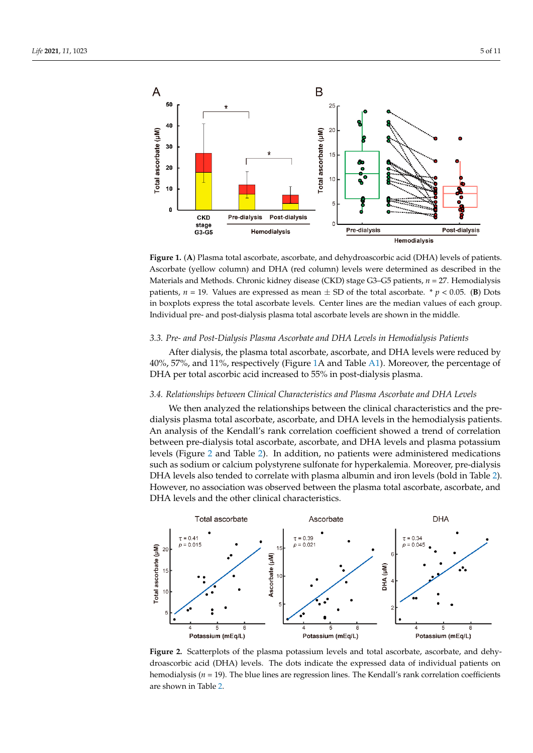**Figure 1.** (**A**) Plasma total ascorbate, ascorbate, and dehydroascorbic acid (DHA) levels of patients. Ascorbate (yellow column) and DHA (red column) levels were determined as described in the Materials and Methods. Chronic kidney disease (CKD) stage G3–G5 patients, $n = 27$. Hemodialysis patients, $n = 19$. Values are expressed as mean ± SD of the total ascorbate. * $p < 0.05$. (**B**) Dots in boxplots express the total ascorbate levels. Center lines are the median values of each group. Individual pre- and post-dialysis plasma total ascorbate levels are shown in the middle.

### 3.3. Pre- and Post-Dialysis Plasma Ascorbate and DHA Levels in Hemodialysis Patients

After dialysis, the plasma total ascorbate, ascorbate, and DHA levels were reduced by 40%, 57%, and 11%, respectively (Figure 1A and Table A1). Moreover, the percentage of DHA per total ascorbic acid increased to 55% in post-dialysis plasma.

### 3.4. Relationships between Clinical Characteristics and Plasma Ascorbate and DHA Levels

We then analyzed the relationships between the clinical characteristics and the pre-dialysis plasma total ascorbate, ascorbate, and DHA levels in the hemodialysis patients. An analysis of the Kendall's rank correlation coefficient showed a trend of correlation between pre-dialysis total ascorbate, ascorbate, and DHA levels and plasma potassium levels (Figure 2 and Table 2). In addition, no patients were administered medications such as sodium or calcium polystyrene sulfonate for hyperkalemia. Moreover, pre-dialysis DHA levels also tended to correlate with plasma albumin and iron levels (bold in Table 2). However, no association was observed between the plasma total ascorbate, ascorbate, and DHA levels and the other clinical characteristics.

**Figure 2.** Scatterplots of the plasma potassium levels and total ascorbate, ascorbate, and dehydroascorbic acid (DHA) levels. The dots indicate the expressed data of individual patients on hemodialysis ($n = 19$). The blue lines are regression lines. The Kendall's rank correlation coefficients are shown in Table 2.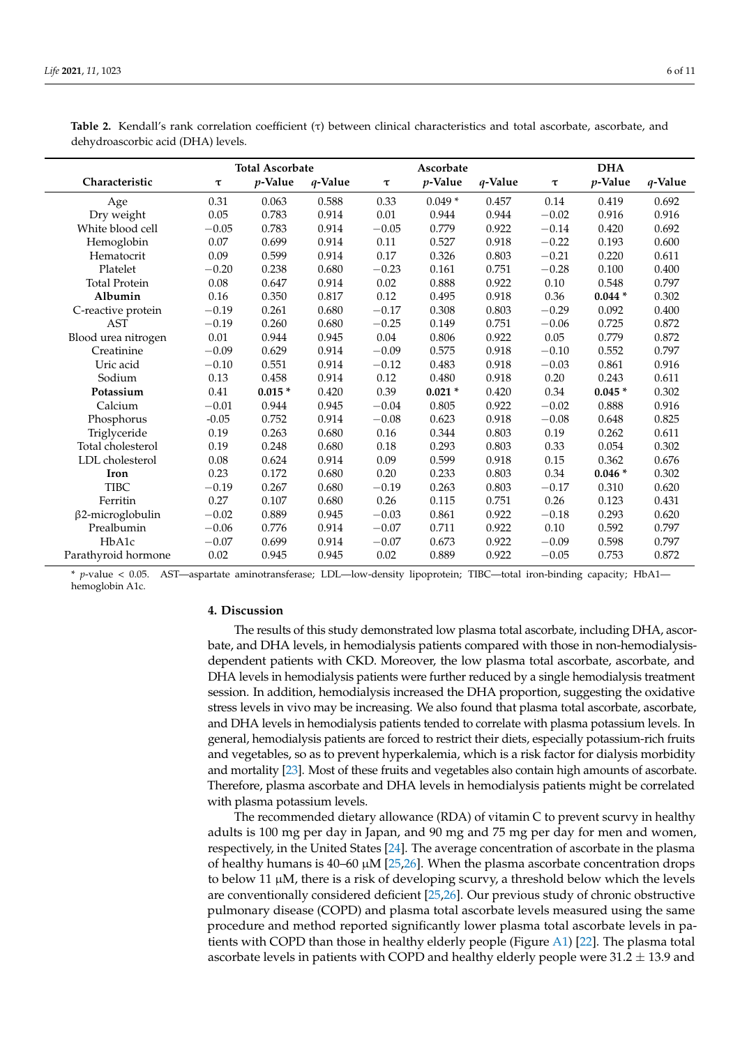**Table 2.** Kendall's rank correlation coefficient (τ) between clinical characteristics and total ascorbate, ascorbate, and dehydroascorbic acid (DHA) levels.

| Characteristic | Total Ascorbate | | | Ascorbate | | | DHA | | |
|---|---|---|---|---|---|---|---|---|---|
| | τ | *p*-Value | *q*-Value | τ | *p*-Value | *q*-Value | τ | *p*-Value | *q*-Value |
| Age | 0.31 | 0.063 | 0.588 | 0.33 | 0.049 * | 0.457 | 0.14 | 0.419 | 0.692 |
| Dry weight | 0.05 | 0.783 | 0.914 | 0.01 | 0.944 | 0.944 | −0.02 | 0.916 | 0.916 |
| White blood cell | −0.05 | 0.783 | 0.914 | −0.05 | 0.779 | 0.922 | −0.14 | 0.420 | 0.692 |
| Hemoglobin | 0.07 | 0.699 | 0.914 | 0.11 | 0.527 | 0.918 | −0.22 | 0.193 | 0.600 |
| Hematocrit | 0.09 | 0.599 | 0.914 | 0.17 | 0.326 | 0.803 | −0.21 | 0.220 | 0.611 |
| Platelet | −0.20 | 0.238 | 0.680 | −0.23 | 0.161 | 0.751 | −0.28 | 0.100 | 0.400 |
| Total Protein | 0.08 | 0.647 | 0.914 | 0.02 | 0.888 | 0.922 | 0.10 | 0.548 | 0.797 |
| **Albumin** | 0.16 | 0.350 | 0.817 | 0.12 | 0.495 | 0.918 | 0.36 | **0.044 *** | 0.302 |
| C-reactive protein | −0.19 | 0.261 | 0.680 | −0.17 | 0.308 | 0.803 | −0.29 | 0.092 | 0.400 |
| AST | −0.19 | 0.260 | 0.680 | −0.25 | 0.149 | 0.751 | −0.06 | 0.725 | 0.872 |
| Blood urea nitrogen | 0.01 | 0.944 | 0.945 | 0.04 | 0.806 | 0.922 | 0.05 | 0.779 | 0.872 |
| Creatinine | −0.09 | 0.629 | 0.914 | −0.09 | 0.575 | 0.918 | −0.10 | 0.552 | 0.797 |
| Uric acid | −0.10 | 0.551 | 0.914 | −0.12 | 0.483 | 0.918 | −0.03 | 0.861 | 0.916 |
| Sodium | 0.13 | 0.458 | 0.914 | 0.12 | 0.480 | 0.918 | 0.20 | 0.243 | 0.611 |
| **Potassium** | 0.41 | **0.015 *** | 0.420 | 0.39 | **0.021 *** | 0.420 | 0.34 | **0.045 *** | 0.302 |
| Calcium | −0.01 | 0.944 | 0.945 | −0.04 | 0.805 | 0.922 | −0.02 | 0.888 | 0.916 |
| Phosphorus | -0.05 | 0.752 | 0.914 | −0.08 | 0.623 | 0.918 | −0.08 | 0.648 | 0.825 |
| Triglyceride | 0.19 | 0.263 | 0.680 | 0.16 | 0.344 | 0.803 | 0.19 | 0.262 | 0.611 |
| Total cholesterol | 0.19 | 0.248 | 0.680 | 0.18 | 0.293 | 0.803 | 0.33 | 0.054 | 0.302 |
| LDL cholesterol | 0.08 | 0.624 | 0.914 | 0.09 | 0.599 | 0.918 | 0.15 | 0.362 | 0.676 |
| **Iron** | 0.23 | 0.172 | 0.680 | 0.20 | 0.233 | 0.803 | 0.34 | **0.046 *** | 0.302 |
| TIBC | −0.19 | 0.267 | 0.680 | −0.19 | 0.263 | 0.803 | −0.17 | 0.310 | 0.620 |
| Ferritin | 0.27 | 0.107 | 0.680 | 0.26 | 0.115 | 0.751 | 0.26 | 0.123 | 0.431 |
| β2-microglobulin | −0.02 | 0.889 | 0.945 | −0.03 | 0.861 | 0.922 | −0.18 | 0.293 | 0.620 |
| Prealbumin | −0.06 | 0.776 | 0.914 | −0.07 | 0.711 | 0.922 | 0.10 | 0.592 | 0.797 |
| HbA1c | −0.07 | 0.699 | 0.914 | −0.07 | 0.673 | 0.922 | −0.09 | 0.598 | 0.797 |
| Parathyroid hormone | 0.02 | 0.945 | 0.945 | 0.02 | 0.889 | 0.922 | −0.05 | 0.753 | 0.872 |

\* $p$-value $< 0.05$. AST—aspartate aminotransferase; LDL—low-density lipoprotein; TIBC—total iron-binding capacity; HbA1—hemoglobin A1c.

## 4. Discussion

The results of this study demonstrated low plasma total ascorbate, including DHA, ascorbate, and DHA levels, in hemodialysis patients compared with those in non-hemodialysis-dependent patients with CKD. Moreover, the low plasma total ascorbate, ascorbate, and DHA levels in hemodialysis patients were further reduced by a single hemodialysis treatment session. In addition, hemodialysis increased the DHA proportion, suggesting the oxidative stress levels in vivo may be increasing. We also found that plasma total ascorbate, ascorbate, and DHA levels in hemodialysis patients tended to correlate with plasma potassium levels. In general, hemodialysis patients are forced to restrict their diets, especially potassium-rich fruits and vegetables, so as to prevent hyperkalemia, which is a risk factor for dialysis morbidity and mortality [23]. Most of these fruits and vegetables also contain high amounts of ascorbate. Therefore, plasma ascorbate and DHA levels in hemodialysis patients might be correlated with plasma potassium levels.

The recommended dietary allowance (RDA) of vitamin C to prevent scurvy in healthy adults is 100 mg per day in Japan, and 90 mg and 75 mg per day for men and women, respectively, in the United States [24]. The average concentration of ascorbate in the plasma of healthy humans is 40–60 μM [25,26]. When the plasma ascorbate concentration drops to below 11 μM, there is a risk of developing scurvy, a threshold below which the levels are conventionally considered deficient [25,26]. Our previous study of chronic obstructive pulmonary disease (COPD) and plasma total ascorbate levels measured using the same procedure and method reported significantly lower plasma total ascorbate levels in patients with COPD than those in healthy elderly people (Figure A1) [22]. The plasma total ascorbate levels in patients with COPD and healthy elderly people were 31.2 ± 13.9 and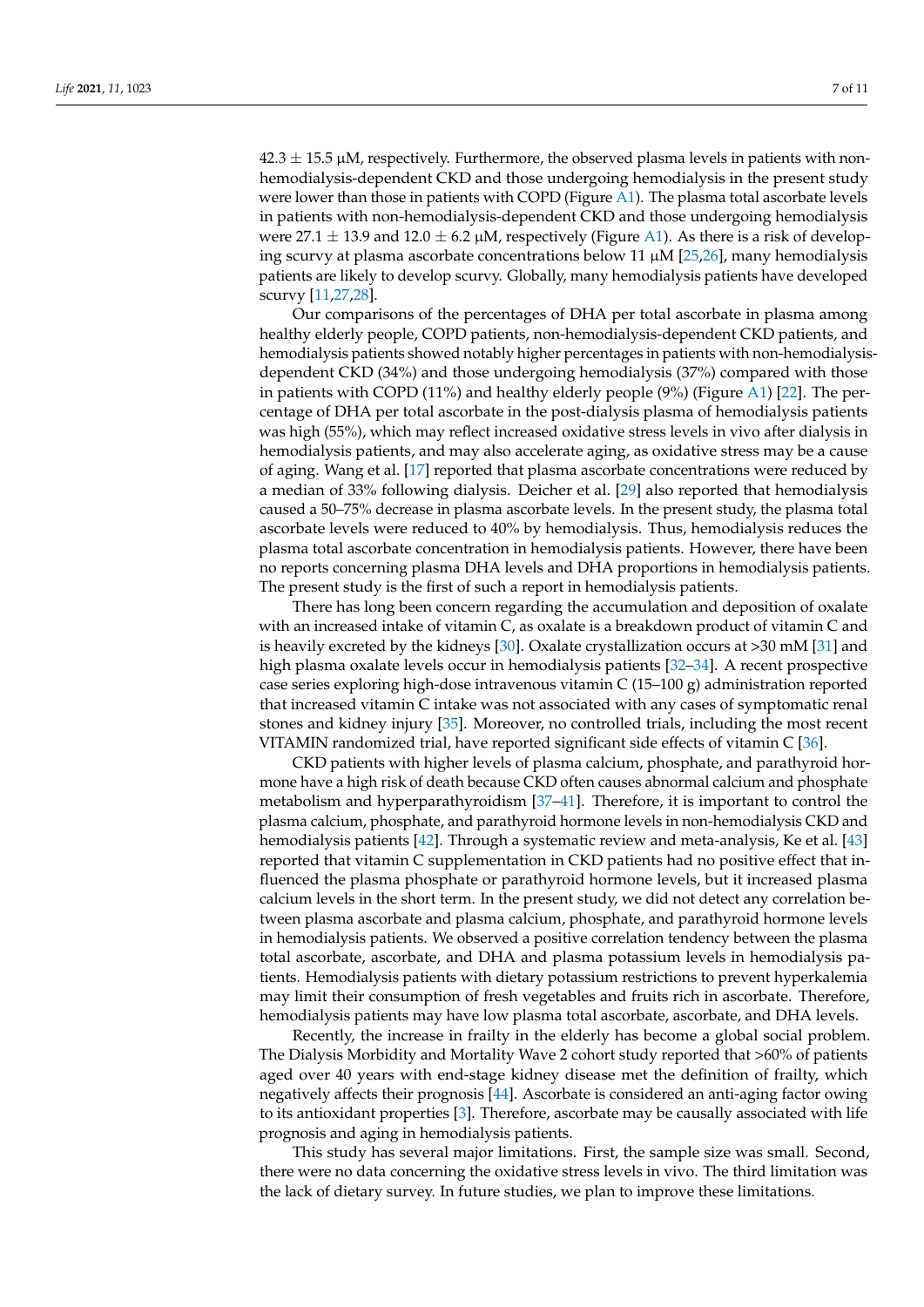42.3 ± 15.5 μM, respectively. Furthermore, the observed plasma levels in patients with non-hemodialysis-dependent CKD and those undergoing hemodialysis in the present study were lower than those in patients with COPD (Figure A1). The plasma total ascorbate levels in patients with non-hemodialysis-dependent CKD and those undergoing hemodialysis were 27.1 ± 13.9 and 12.0 ± 6.2 μM, respectively (Figure A1). As there is a risk of developing scurvy at plasma ascorbate concentrations below 11 μM [25,26], many hemodialysis patients are likely to develop scurvy. Globally, many hemodialysis patients have developed scurvy [11,27,28].

Our comparisons of the percentages of DHA per total ascorbate in plasma among healthy elderly people, COPD patients, non-hemodialysis-dependent CKD patients, and hemodialysis patients showed notably higher percentages in patients with non-hemodialysis-dependent CKD (34%) and those undergoing hemodialysis (37%) compared with those in patients with COPD (11%) and healthy elderly people (9%) (Figure A1) [22]. The percentage of DHA per total ascorbate in the post-dialysis plasma of hemodialysis patients was high (55%), which may reflect increased oxidative stress levels in vivo after dialysis in hemodialysis patients, and may also accelerate aging, as oxidative stress may be a cause of aging. Wang et al. [17] reported that plasma ascorbate concentrations were reduced by a median of 33% following dialysis. Deicher et al. [29] also reported that hemodialysis caused a 50–75% decrease in plasma ascorbate levels. In the present study, the plasma total ascorbate levels were reduced to 40% by hemodialysis. Thus, hemodialysis reduces the plasma total ascorbate concentration in hemodialysis patients. However, there have been no reports concerning plasma DHA levels and DHA proportions in hemodialysis patients. The present study is the first of such a report in hemodialysis patients.

There has long been concern regarding the accumulation and deposition of oxalate with an increased intake of vitamin C, as oxalate is a breakdown product of vitamin C and is heavily excreted by the kidneys [30]. Oxalate crystallization occurs at >30 mM [31] and high plasma oxalate levels occur in hemodialysis patients [32–34]. A recent prospective case series exploring high-dose intravenous vitamin C (15–100 g) administration reported that increased vitamin C intake was not associated with any cases of symptomatic renal stones and kidney injury [35]. Moreover, no controlled trials, including the most recent VITAMIN randomized trial, have reported significant side effects of vitamin C [36].

CKD patients with higher levels of plasma calcium, phosphate, and parathyroid hormone have a high risk of death because CKD often causes abnormal calcium and phosphate metabolism and hyperparathyroidism [37–41]. Therefore, it is important to control the plasma calcium, phosphate, and parathyroid hormone levels in non-hemodialysis CKD and hemodialysis patients [42]. Through a systematic review and meta-analysis, Ke et al. [43] reported that vitamin C supplementation in CKD patients had no positive effect that influenced the plasma phosphate or parathyroid hormone levels, but it increased plasma calcium levels in the short term. In the present study, we did not detect any correlation between plasma ascorbate and plasma calcium, phosphate, and parathyroid hormone levels in hemodialysis patients. We observed a positive correlation tendency between the plasma total ascorbate, ascorbate, and DHA and plasma potassium levels in hemodialysis patients. Hemodialysis patients with dietary potassium restrictions to prevent hyperkalemia may limit their consumption of fresh vegetables and fruits rich in ascorbate. Therefore, hemodialysis patients may have low plasma total ascorbate, ascorbate, and DHA levels.

Recently, the increase in frailty in the elderly has become a global social problem. The Dialysis Morbidity and Mortality Wave 2 cohort study reported that >60% of patients aged over 40 years with end-stage kidney disease met the definition of frailty, which negatively affects their prognosis [44]. Ascorbate is considered an anti-aging factor owing to its antioxidant properties [3]. Therefore, ascorbate may be causally associated with life prognosis and aging in hemodialysis patients.

This study has several major limitations. First, the sample size was small. Second, there were no data concerning the oxidative stress levels in vivo. The third limitation was the lack of dietary survey. In future studies, we plan to improve these limitations.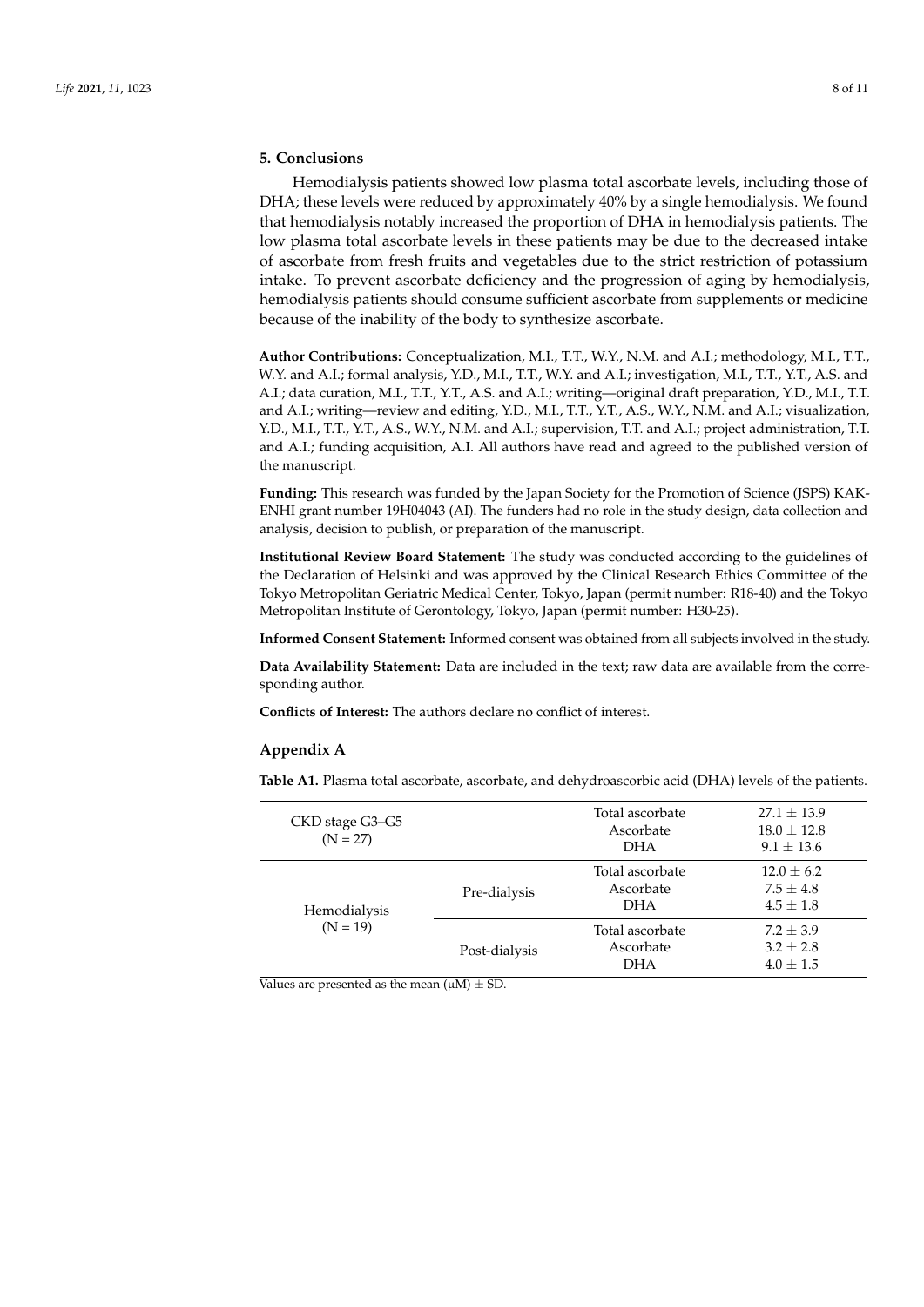## 5. Conclusions

Hemodialysis patients showed low plasma total ascorbate levels, including those of DHA; these levels were reduced by approximately 40% by a single hemodialysis. We found that hemodialysis notably increased the proportion of DHA in hemodialysis patients. The low plasma total ascorbate levels in these patients may be due to the decreased intake of ascorbate from fresh fruits and vegetables due to the strict restriction of potassium intake. To prevent ascorbate deficiency and the progression of aging by hemodialysis, hemodialysis patients should consume sufficient ascorbate from supplements or medicine because of the inability of the body to synthesize ascorbate.

**Author Contributions:** Conceptualization, M.I., T.T., W.Y., N.M. and A.I.; methodology, M.I., T.T., W.Y. and A.I.; formal analysis, Y.D., M.I., T.T., W.Y. and A.I.; investigation, M.I., T.T., Y.T., A.S. and A.I.; data curation, M.I., T.T., Y.T., A.S. and A.I.; writing—original draft preparation, Y.D., M.I., T.T. and A.I.; writing—review and editing, Y.D., M.I., T.T., Y.T., A.S., W.Y., N.M. and A.I.; visualization, Y.D., M.I., T.T., Y.T., A.S., W.Y., N.M. and A.I.; supervision, T.T. and A.I.; project administration, T.T. and A.I.; funding acquisition, A.I. All authors have read and agreed to the published version of the manuscript.

**Funding:** This research was funded by the Japan Society for the Promotion of Science (JSPS) KAKENHI grant number 19H04043 (AI). The funders had no role in the study design, data collection and analysis, decision to publish, or preparation of the manuscript.

**Institutional Review Board Statement:** The study was conducted according to the guidelines of the Declaration of Helsinki and was approved by the Clinical Research Ethics Committee of the Tokyo Metropolitan Geriatric Medical Center, Tokyo, Japan (permit number: R18-40) and the Tokyo Metropolitan Institute of Gerontology, Tokyo, Japan (permit number: H30-25).

**Informed Consent Statement:** Informed consent was obtained from all subjects involved in the study.

**Data Availability Statement:** Data are included in the text; raw data are available from the corresponding author.

**Conflicts of Interest:** The authors declare no conflict of interest.

## Appendix A

**Table A1.** Plasma total ascorbate, ascorbate, and dehydroascorbic acid (DHA) levels of the patients.

| | | | |
|---|---|---|---|
| CKD stage G3–G5 (N = 27) | | Total ascorbate | 27.1 ± 13.9 |
| | | Ascorbate | 18.0 ± 12.8 |
| | | DHA | 9.1 ± 13.6 |
| Hemodialysis (N = 19) | Pre-dialysis | Total ascorbate | 12.0 ± 6.2 |
| | | Ascorbate | 7.5 ± 4.8 |
| | | DHA | 4.5 ± 1.8 |
| | Post-dialysis | Total ascorbate | 7.2 ± 3.9 |
| | | Ascorbate | 3.2 ± 2.8 |
| | | DHA | 4.0 ± 1.5 |

Values are presented as the mean (μM) ± SD.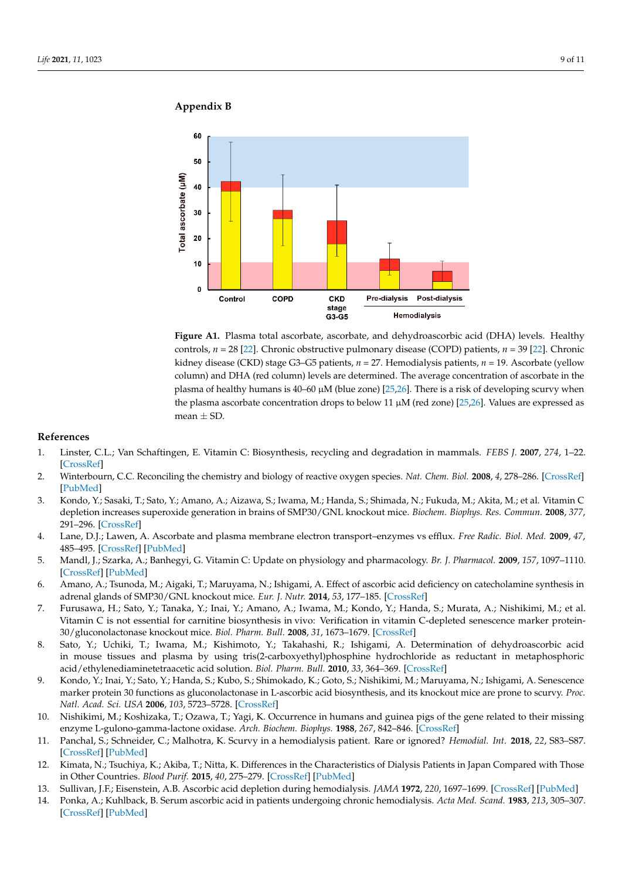## Appendix B

**Figure A1.** Plasma total ascorbate, ascorbate, and dehydroascorbic acid (DHA) levels. Healthy controls, $n = 28$ [22]. Chronic obstructive pulmonary disease (COPD) patients, $n = 39$ [22]. Chronic kidney disease (CKD) stage G3–G5 patients, $n = 27$. Hemodialysis patients, $n = 19$. Ascorbate (yellow column) and DHA (red column) levels are determined. The average concentration of ascorbate in the plasma of healthy humans is 40–60 µM (blue zone) [25,26]. There is a risk of developing scurvy when the plasma ascorbate concentration drops to below 11 µM (red zone) [25,26]. Values are expressed as mean ± SD.

## References

1. Linster, C.L.; Van Schaftingen, E. Vitamin C: Biosynthesis, recycling and degradation in mammals. *FEBS J.* **2007**, *274*, 1–22. [CrossRef]
2. Winterbourn, C.C. Reconciling the chemistry and biology of reactive oxygen species. *Nat. Chem. Biol.* **2008**, *4*, 278–286. [CrossRef] [PubMed]
3. Kondo, Y.; Sasaki, T.; Sato, Y.; Amano, A.; Aizawa, S.; Iwama, M.; Handa, S.; Shimada, N.; Fukuda, M.; Akita, M.; et al. Vitamin C depletion increases superoxide generation in brains of SMP30/GNL knockout mice. *Biochem. Biophys. Res. Commun.* **2008**, *377*, 291–296. [CrossRef]
4. Lane, D.J.; Lawen, A. Ascorbate and plasma membrane electron transport–enzymes vs efflux. *Free Radic. Biol. Med.* **2009**, *47*, 485–495. [CrossRef] [PubMed]
5. Mandl, J.; Szarka, A.; Banhegyi, G. Vitamin C: Update on physiology and pharmacology. *Br. J. Pharmacol.* **2009**, *157*, 1097–1110. [CrossRef] [PubMed]
6. Amano, A.; Tsunoda, M.; Aigaki, T.; Maruyama, N.; Ishigami, A. Effect of ascorbic acid deficiency on catecholamine synthesis in adrenal glands of SMP30/GNL knockout mice. *Eur. J. Nutr.* **2014**, *53*, 177–185. [CrossRef]
7. Furusawa, H.; Sato, Y.; Tanaka, Y.; Inai, Y.; Amano, A.; Iwama, M.; Kondo, Y.; Handa, S.; Murata, A.; Nishikimi, M.; et al. Vitamin C is not essential for carnitine biosynthesis in vivo: Verification in vitamin C-depleted senescence marker protein-30/gluconolactonase knockout mice. *Biol. Pharm. Bull.* **2008**, *31*, 1673–1679. [CrossRef]
8. Sato, Y.; Uchiki, T.; Iwama, M.; Kishimoto, Y.; Takahashi, R.; Ishigami, A. Determination of dehydroascorbic acid in mouse tissues and plasma by using tris(2-carboxyethyl)phosphine hydrochloride as reductant in metaphosphoric acid/ethylenediaminetetraacetic acid solution. *Biol. Pharm. Bull.* **2010**, *33*, 364–369. [CrossRef]
9. Kondo, Y.; Inai, Y.; Sato, Y.; Handa, S.; Kubo, S.; Shimokado, K.; Goto, S.; Nishikimi, M.; Maruyama, N.; Ishigami, A. Senescence marker protein 30 functions as gluconolactonase in L-ascorbic acid biosynthesis, and its knockout mice are prone to scurvy. *Proc. Natl. Acad. Sci. USA* **2006**, *103*, 5723–5728. [CrossRef]
10. Nishikimi, M.; Koshizaka, T.; Ozawa, T.; Yagi, K. Occurrence in humans and guinea pigs of the gene related to their missing enzyme L-gulono-gamma-lactone oxidase. *Arch. Biochem. Biophys.* **1988**, *267*, 842–846. [CrossRef]
11. Panchal, S.; Schneider, C.; Malhotra, K. Scurvy in a hemodialysis patient. Rare or ignored? *Hemodial. Int.* **2018**, *22*, S83–S87. [CrossRef] [PubMed]
12. Kimata, N.; Tsuchiya, K.; Akiba, T.; Nitta, K. Differences in the Characteristics of Dialysis Patients in Japan Compared with Those in Other Countries. *Blood Purif.* **2015**, *40*, 275–279. [CrossRef] [PubMed]
13. Sullivan, J.F.; Eisenstein, A.B. Ascorbic acid depletion during hemodialysis. *JAMA* **1972**, *220*, 1697–1699. [CrossRef] [PubMed]
14. Ponka, A.; Kuhlback, B. Serum ascorbic acid in patients undergoing chronic hemodialysis. *Acta Med. Scand.* **1983**, *213*, 305–307. [CrossRef] [PubMed]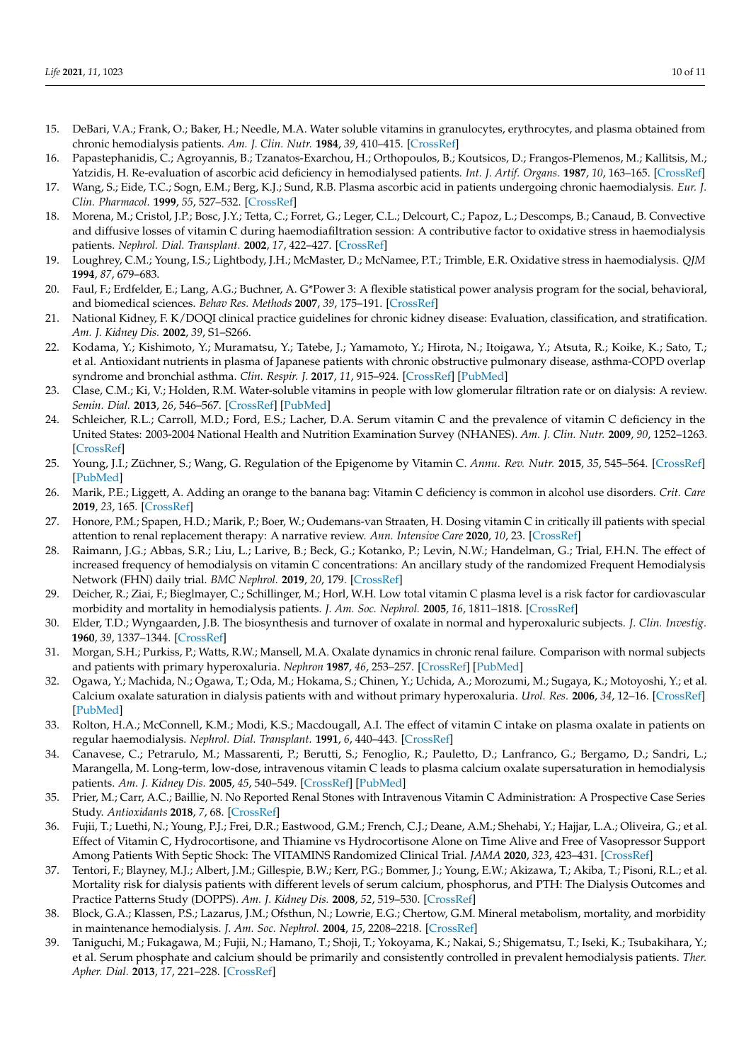15. DeBari, V.A.; Frank, O.; Baker, H.; Needle, M.A. Water soluble vitamins in granulocytes, erythrocytes, and plasma obtained from chronic hemodialysis patients. *Am. J. Clin. Nutr.* **1984**, *39*, 410–415. [CrossRef]
16. Papastephanidis, C.; Agroyannis, B.; Tzanatos-Exarchou, H.; Orthopoulos, B.; Koutsicos, D.; Frangos-Plemenos, M.; Kallitsis, M.; Yatzidis, H. Re-evaluation of ascorbic acid deficiency in hemodialysed patients. *Int. J. Artif. Organs.* **1987**, *10*, 163–165. [CrossRef]
17. Wang, S.; Eide, T.C.; Sogn, E.M.; Berg, K.J.; Sund, R.B. Plasma ascorbic acid in patients undergoing chronic haemodialysis. *Eur. J. Clin. Pharmacol.* **1999**, *55*, 527–532. [CrossRef]
18. Morena, M.; Cristol, J.P.; Bosc, J.Y.; Tetta, C.; Forret, G.; Leger, C.L.; Delcourt, C.; Papoz, L.; Descomps, B.; Canaud, B. Convective and diffusive losses of vitamin C during haemodiafiltration session: A contributive factor to oxidative stress in haemodialysis patients. *Nephrol. Dial. Transplant.* **2002**, *17*, 422–427. [CrossRef]
19. Loughrey, C.M.; Young, I.S.; Lightbody, J.H.; McMaster, D.; McNamee, P.T.; Trimble, E.R. Oxidative stress in haemodialysis. *QJM* **1994**, *87*, 679–683.
20. Faul, F.; Erdfelder, E.; Lang, A.G.; Buchner, A. G*Power 3: A flexible statistical power analysis program for the social, behavioral, and biomedical sciences. *Behav Res. Methods* **2007**, *39*, 175–191. [CrossRef]
21. National Kidney, F. K/DOQI clinical practice guidelines for chronic kidney disease: Evaluation, classification, and stratification. *Am. J. Kidney Dis.* **2002**, *39*, S1–S266.
22. Kodama, Y.; Kishimoto, Y.; Muramatsu, Y.; Tatebe, J.; Yamamoto, Y.; Hirota, N.; Itoigawa, Y.; Atsuta, R.; Koike, K.; Sato, T.; et al. Antioxidant nutrients in plasma of Japanese patients with chronic obstructive pulmonary disease, asthma-COPD overlap syndrome and bronchial asthma. *Clin. Respir. J.* **2017**, *11*, 915–924. [CrossRef] [PubMed]
23. Clase, C.M.; Ki, V.; Holden, R.M. Water-soluble vitamins in people with low glomerular filtration rate or on dialysis: A review. *Semin. Dial.* **2013**, *26*, 546–567. [CrossRef] [PubMed]
24. Schleicher, R.L.; Carroll, M.D.; Ford, E.S.; Lacher, D.A. Serum vitamin C and the prevalence of vitamin C deficiency in the United States: 2003-2004 National Health and Nutrition Examination Survey (NHANES). *Am. J. Clin. Nutr.* **2009**, *90*, 1252–1263. [CrossRef]
25. Young, J.I.; Züchner, S.; Wang, G. Regulation of the Epigenome by Vitamin C. *Annu. Rev. Nutr.* **2015**, *35*, 545–564. [CrossRef] [PubMed]
26. Marik, P.E.; Liggett, A. Adding an orange to the banana bag: Vitamin C deficiency is common in alcohol use disorders. *Crit. Care* **2019**, *23*, 165. [CrossRef]
27. Honore, P.M.; Spapen, H.D.; Marik, P.; Boer, W.; Oudemans-van Straaten, H. Dosing vitamin C in critically ill patients with special attention to renal replacement therapy: A narrative review. *Ann. Intensive Care* **2020**, *10*, 23. [CrossRef]
28. Raimann, J.G.; Abbas, S.R.; Liu, L.; Larive, B.; Beck, G.; Kotanko, P.; Levin, N.W.; Handelman, G.; Trial, F.H.N. The effect of increased frequency of hemodialysis on vitamin C concentrations: An ancillary study of the randomized Frequent Hemodialysis Network (FHN) daily trial. *BMC Nephrol.* **2019**, *20*, 179. [CrossRef]
29. Deicher, R.; Ziai, F.; Bieglmayer, C.; Schillinger, M.; Horl, W.H. Low total vitamin C plasma level is a risk factor for cardiovascular morbidity and mortality in hemodialysis patients. *J. Am. Soc. Nephrol.* **2005**, *16*, 1811–1818. [CrossRef]
30. Elder, T.D.; Wyngaarden, J.B. The biosynthesis and turnover of oxalate in normal and hyperoxaluric subjects. *J. Clin. Investig.* **1960**, *39*, 1337–1344. [CrossRef]
31. Morgan, S.H.; Purkiss, P.; Watts, R.W.; Mansell, M.A. Oxalate dynamics in chronic renal failure. Comparison with normal subjects and patients with primary hyperoxaluria. *Nephron* **1987**, *46*, 253–257. [CrossRef] [PubMed]
32. Ogawa, Y.; Machida, N.; Ogawa, T.; Oda, M.; Hokama, S.; Chinen, Y.; Uchida, A.; Morozumi, M.; Sugaya, K.; Motoyoshi, Y.; et al. Calcium oxalate saturation in dialysis patients with and without primary hyperoxaluria. *Urol. Res.* **2006**, *34*, 12–16. [CrossRef] [PubMed]
33. Rolton, H.A.; McConnell, K.M.; Modi, K.S.; Macdougall, A.I. The effect of vitamin C intake on plasma oxalate in patients on regular haemodialysis. *Nephrol. Dial. Transplant.* **1991**, *6*, 440–443. [CrossRef]
34. Canavese, C.; Petrarulo, M.; Massarenti, P.; Berutti, S.; Fenoglio, R.; Pauletto, D.; Lanfranco, G.; Bergamo, D.; Sandri, L.; Marangella, M. Long-term, low-dose, intravenous vitamin C leads to plasma calcium oxalate supersaturation in hemodialysis patients. *Am. J. Kidney Dis.* **2005**, *45*, 540–549. [CrossRef] [PubMed]
35. Prier, M.; Carr, A.C.; Baillie, N. No Reported Renal Stones with Intravenous Vitamin C Administration: A Prospective Case Series Study. *Antioxidants* **2018**, *7*, 68. [CrossRef]
36. Fujii, T.; Luethi, N.; Young, P.J.; Frei, D.R.; Eastwood, G.M.; French, C.J.; Deane, A.M.; Shehabi, Y.; Hajjar, L.A.; Oliveira, G.; et al. Effect of Vitamin C, Hydrocortisone, and Thiamine vs Hydrocortisone Alone on Time Alive and Free of Vasopressor Support Among Patients With Septic Shock: The VITAMINS Randomized Clinical Trial. *JAMA* **2020**, *323*, 423–431. [CrossRef]
37. Tentori, F.; Blayney, M.J.; Albert, J.M.; Gillespie, B.W.; Kerr, P.G.; Bommer, J.; Young, E.W.; Akizawa, T.; Akiba, T.; Pisoni, R.L.; et al. Mortality risk for dialysis patients with different levels of serum calcium, phosphorus, and PTH: The Dialysis Outcomes and Practice Patterns Study (DOPPS). *Am. J. Kidney Dis.* **2008**, *52*, 519–530. [CrossRef]
38. Block, G.A.; Klassen, P.S.; Lazarus, J.M.; Ofsthun, N.; Lowrie, E.G.; Chertow, G.M. Mineral metabolism, mortality, and morbidity in maintenance hemodialysis. *J. Am. Soc. Nephrol.* **2004**, *15*, 2208–2218. [CrossRef]
39. Taniguchi, M.; Fukagawa, M.; Fujii, N.; Hamano, T.; Shoji, T.; Yokoyama, K.; Nakai, S.; Shigematsu, T.; Iseki, K.; Tsubakihara, Y.; et al. Serum phosphate and calcium should be primarily and consistently controlled in prevalent hemodialysis patients. *Ther. Apher. Dial.* **2013**, *17*, 221–228. [CrossRef]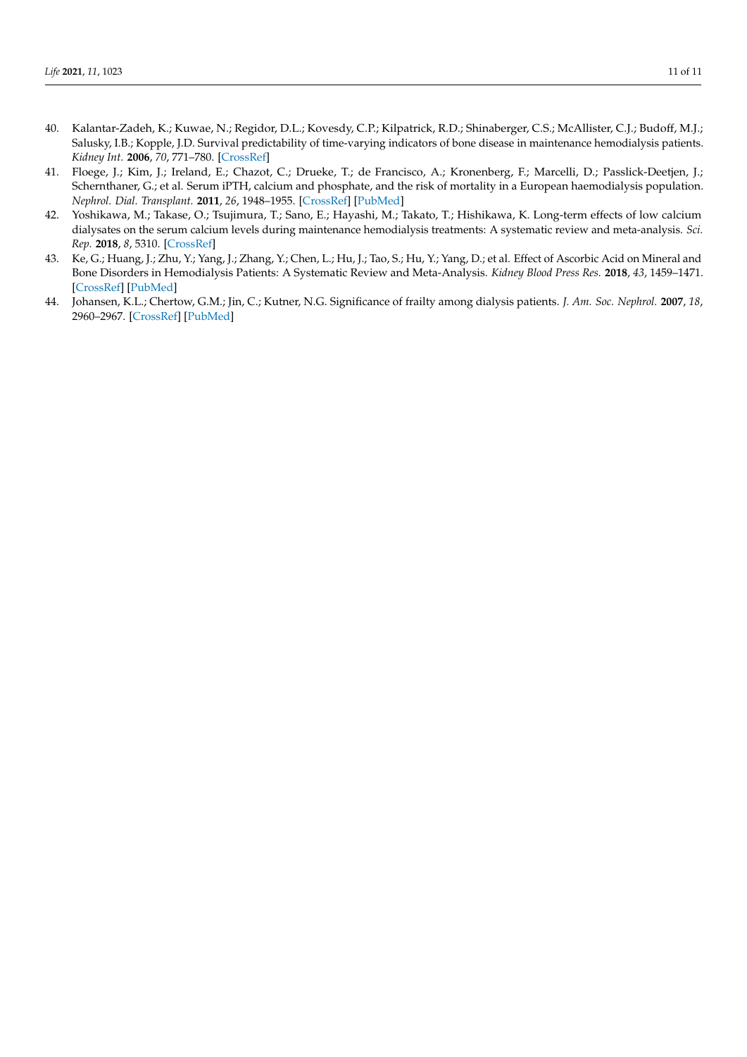40. Kalantar-Zadeh, K.; Kuwae, N.; Regidor, D.L.; Kovesdy, C.P.; Kilpatrick, R.D.; Shinaberger, C.S.; McAllister, C.J.; Budoff, M.J.; Salusky, I.B.; Kopple, J.D. Survival predictability of time-varying indicators of bone disease in maintenance hemodialysis patients. *Kidney Int.* **2006**, *70*, 771–780. [CrossRef]
41. Floege, J.; Kim, J.; Ireland, E.; Chazot, C.; Drueke, T.; de Francisco, A.; Kronenberg, F.; Marcelli, D.; Passlick-Deetjen, J.; Schernthaner, G.; et al. Serum iPTH, calcium and phosphate, and the risk of mortality in a European haemodialysis population. *Nephrol. Dial. Transplant.* **2011**, *26*, 1948–1955. [CrossRef] [PubMed]
42. Yoshikawa, M.; Takase, O.; Tsujimura, T.; Sano, E.; Hayashi, M.; Takato, T.; Hishikawa, K. Long-term effects of low calcium dialysates on the serum calcium levels during maintenance hemodialysis treatments: A systematic review and meta-analysis. *Sci. Rep.* **2018**, *8*, 5310. [CrossRef]
43. Ke, G.; Huang, J.; Zhu, Y.; Yang, J.; Zhang, Y.; Chen, L.; Hu, J.; Tao, S.; Hu, Y.; Yang, D.; et al. Effect of Ascorbic Acid on Mineral and Bone Disorders in Hemodialysis Patients: A Systematic Review and Meta-Analysis. *Kidney Blood Press Res.* **2018**, *43*, 1459–1471. [CrossRef] [PubMed]
44. Johansen, K.L.; Chertow, G.M.; Jin, C.; Kutner, N.G. Significance of frailty among dialysis patients. *J. Am. Soc. Nephrol.* **2007**, *18*, 2960–2967. [CrossRef] [PubMed]